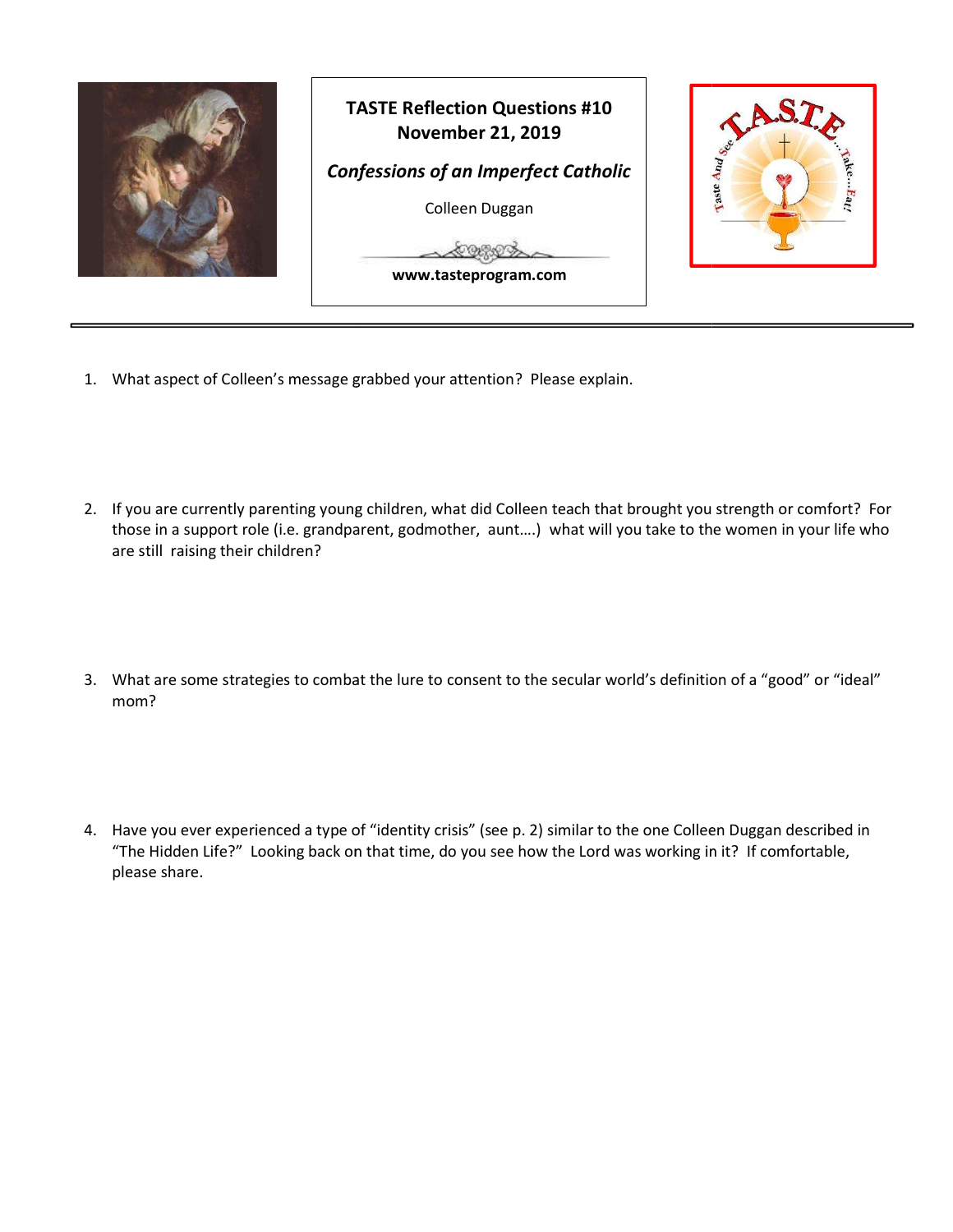# TASTE Reflection Questions #10

**November 21, 2019**

***Confessions of an Imperfect Catholic***

Colleen Duggan

**www.tasteprogram.com**

---

1. What aspect of Colleen's message grabbed your attention? Please explain.

2. If you are currently parenting young children, what did Colleen teach that brought you strength or comfort? For those in a support role (i.e. grandparent, godmother, aunt….) what will you take to the women in your life who are still raising their children?

3. What are some strategies to combat the lure to consent to the secular world's definition of a "good" or "ideal" mom?

4. Have you ever experienced a type of "identity crisis" (see p. 2) similar to the one Colleen Duggan described in "The Hidden Life?" Looking back on that time, do you see how the Lord was working in it? If comfortable, please share.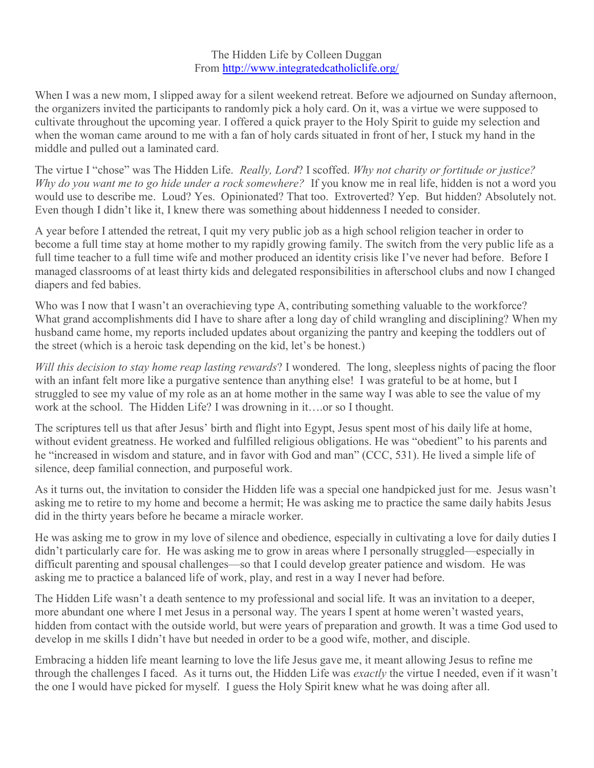The Hidden Life by Colleen Duggan
From http://www.integratedcatholiclife.org/

When I was a new mom, I slipped away for a silent weekend retreat. Before we adjourned on Sunday afternoon, the organizers invited the participants to randomly pick a holy card. On it, was a virtue we were supposed to cultivate throughout the upcoming year. I offered a quick prayer to the Holy Spirit to guide my selection and when the woman came around to me with a fan of holy cards situated in front of her, I stuck my hand in the middle and pulled out a laminated card.

The virtue I "chose" was The Hidden Life. *Really, Lord*? I scoffed. *Why not charity or fortitude or justice? Why do you want me to go hide under a rock somewhere?* If you know me in real life, hidden is not a word you would use to describe me. Loud? Yes. Opinionated? That too. Extroverted? Yep. But hidden? Absolutely not. Even though I didn't like it, I knew there was something about hiddenness I needed to consider.

A year before I attended the retreat, I quit my very public job as a high school religion teacher in order to become a full time stay at home mother to my rapidly growing family. The switch from the very public life as a full time teacher to a full time wife and mother produced an identity crisis like I've never had before. Before I managed classrooms of at least thirty kids and delegated responsibilities in afterschool clubs and now I changed diapers and fed babies.

Who was I now that I wasn't an overachieving type A, contributing something valuable to the workforce? What grand accomplishments did I have to share after a long day of child wrangling and disciplining? When my husband came home, my reports included updates about organizing the pantry and keeping the toddlers out of the street (which is a heroic task depending on the kid, let's be honest.)

*Will this decision to stay home reap lasting rewards*? I wondered. The long, sleepless nights of pacing the floor with an infant felt more like a purgative sentence than anything else! I was grateful to be at home, but I struggled to see my value of my role as an at home mother in the same way I was able to see the value of my work at the school. The Hidden Life? I was drowning in it….or so I thought.

The scriptures tell us that after Jesus' birth and flight into Egypt, Jesus spent most of his daily life at home, without evident greatness. He worked and fulfilled religious obligations. He was "obedient" to his parents and he "increased in wisdom and stature, and in favor with God and man" (CCC, 531). He lived a simple life of silence, deep familial connection, and purposeful work.

As it turns out, the invitation to consider the Hidden life was a special one handpicked just for me. Jesus wasn't asking me to retire to my home and become a hermit; He was asking me to practice the same daily habits Jesus did in the thirty years before he became a miracle worker.

He was asking me to grow in my love of silence and obedience, especially in cultivating a love for daily duties I didn't particularly care for. He was asking me to grow in areas where I personally struggled—especially in difficult parenting and spousal challenges—so that I could develop greater patience and wisdom. He was asking me to practice a balanced life of work, play, and rest in a way I never had before.

The Hidden Life wasn't a death sentence to my professional and social life. It was an invitation to a deeper, more abundant one where I met Jesus in a personal way. The years I spent at home weren't wasted years, hidden from contact with the outside world, but were years of preparation and growth. It was a time God used to develop in me skills I didn't have but needed in order to be a good wife, mother, and disciple.

Embracing a hidden life meant learning to love the life Jesus gave me, it meant allowing Jesus to refine me through the challenges I faced. As it turns out, the Hidden Life was *exactly* the virtue I needed, even if it wasn't the one I would have picked for myself. I guess the Holy Spirit knew what he was doing after all.